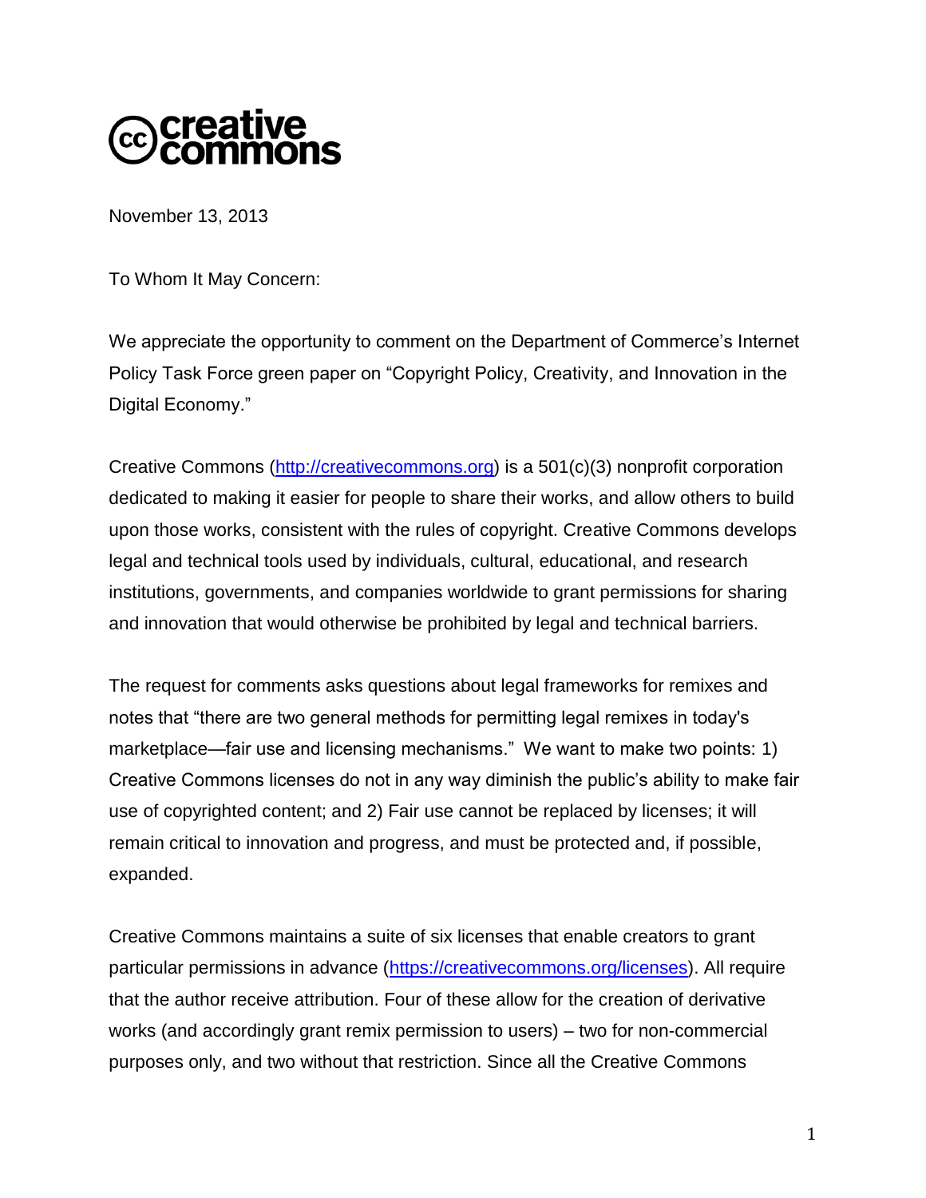creative commons

November 13, 2013

To Whom It May Concern:

We appreciate the opportunity to comment on the Department of Commerce's Internet Policy Task Force green paper on "Copyright Policy, Creativity, and Innovation in the Digital Economy."

Creative Commons (http://creativecommons.org) is a 501(c)(3) nonprofit corporation dedicated to making it easier for people to share their works, and allow others to build upon those works, consistent with the rules of copyright. Creative Commons develops legal and technical tools used by individuals, cultural, educational, and research institutions, governments, and companies worldwide to grant permissions for sharing and innovation that would otherwise be prohibited by legal and technical barriers.

The request for comments asks questions about legal frameworks for remixes and notes that "there are two general methods for permitting legal remixes in today's marketplace—fair use and licensing mechanisms." We want to make two points: 1) Creative Commons licenses do not in any way diminish the public's ability to make fair use of copyrighted content; and 2) Fair use cannot be replaced by licenses; it will remain critical to innovation and progress, and must be protected and, if possible, expanded.

Creative Commons maintains a suite of six licenses that enable creators to grant particular permissions in advance (https://creativecommons.org/licenses). All require that the author receive attribution. Four of these allow for the creation of derivative works (and accordingly grant remix permission to users) – two for non-commercial purposes only, and two without that restriction. Since all the Creative Commons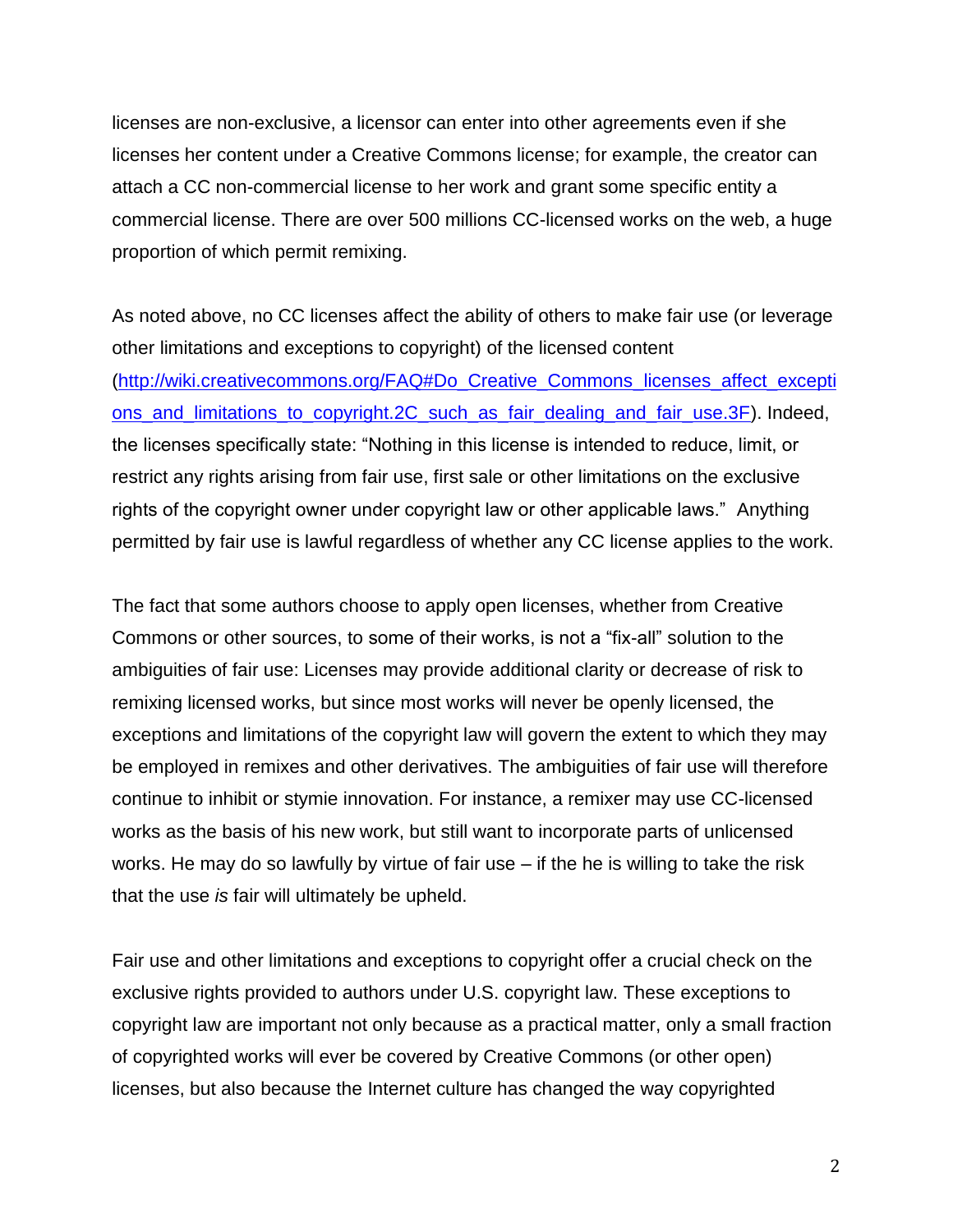licenses are non-exclusive, a licensor can enter into other agreements even if she licenses her content under a Creative Commons license; for example, the creator can attach a CC non-commercial license to her work and grant some specific entity a commercial license. There are over 500 millions CC-licensed works on the web, a huge proportion of which permit remixing.

As noted above, no CC licenses affect the ability of others to make fair use (or leverage other limitations and exceptions to copyright) of the licensed content (http://wiki.creativecommons.org/FAQ#Do_Creative_Commons_licenses_affect_exceptions_and_limitations_to_copyright.2C_such_as_fair_dealing_and_fair_use.3F). Indeed, the licenses specifically state: "Nothing in this license is intended to reduce, limit, or restrict any rights arising from fair use, first sale or other limitations on the exclusive rights of the copyright owner under copyright law or other applicable laws." Anything permitted by fair use is lawful regardless of whether any CC license applies to the work.

The fact that some authors choose to apply open licenses, whether from Creative Commons or other sources, to some of their works, is not a "fix-all" solution to the ambiguities of fair use: Licenses may provide additional clarity or decrease of risk to remixing licensed works, but since most works will never be openly licensed, the exceptions and limitations of the copyright law will govern the extent to which they may be employed in remixes and other derivatives. The ambiguities of fair use will therefore continue to inhibit or stymie innovation. For instance, a remixer may use CC-licensed works as the basis of his new work, but still want to incorporate parts of unlicensed works. He may do so lawfully by virtue of fair use – if the he is willing to take the risk that the use *is* fair will ultimately be upheld.

Fair use and other limitations and exceptions to copyright offer a crucial check on the exclusive rights provided to authors under U.S. copyright law. These exceptions to copyright law are important not only because as a practical matter, only a small fraction of copyrighted works will ever be covered by Creative Commons (or other open) licenses, but also because the Internet culture has changed the way copyrighted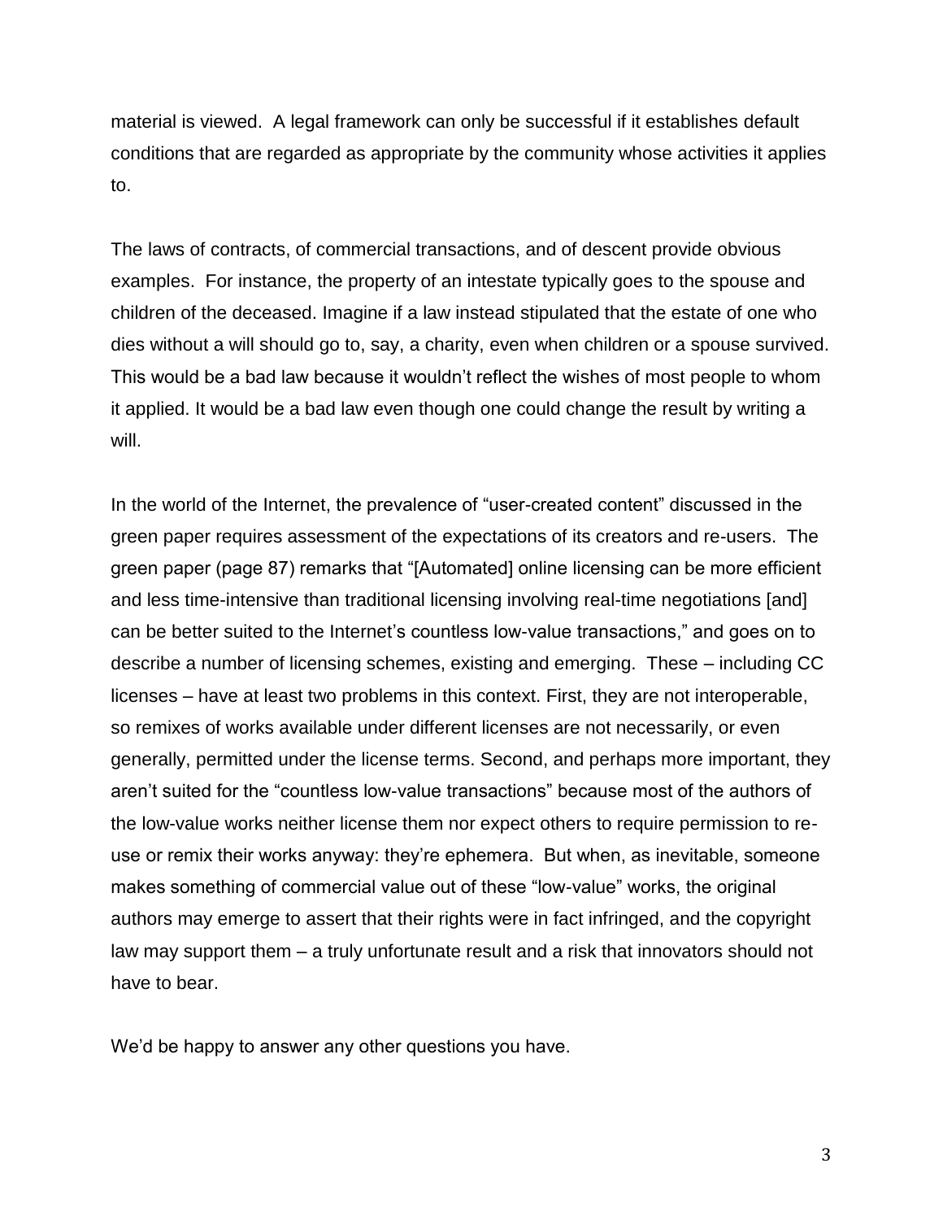material is viewed. A legal framework can only be successful if it establishes default conditions that are regarded as appropriate by the community whose activities it applies to.

The laws of contracts, of commercial transactions, and of descent provide obvious examples. For instance, the property of an intestate typically goes to the spouse and children of the deceased. Imagine if a law instead stipulated that the estate of one who dies without a will should go to, say, a charity, even when children or a spouse survived. This would be a bad law because it wouldn't reflect the wishes of most people to whom it applied. It would be a bad law even though one could change the result by writing a will.

In the world of the Internet, the prevalence of "user-created content" discussed in the green paper requires assessment of the expectations of its creators and re-users. The green paper (page 87) remarks that "[Automated] online licensing can be more efficient and less time-intensive than traditional licensing involving real-time negotiations [and] can be better suited to the Internet's countless low-value transactions," and goes on to describe a number of licensing schemes, existing and emerging. These – including CC licenses – have at least two problems in this context. First, they are not interoperable, so remixes of works available under different licenses are not necessarily, or even generally, permitted under the license terms. Second, and perhaps more important, they aren't suited for the "countless low-value transactions" because most of the authors of the low-value works neither license them nor expect others to require permission to re-use or remix their works anyway: they're ephemera. But when, as inevitable, someone makes something of commercial value out of these "low-value" works, the original authors may emerge to assert that their rights were in fact infringed, and the copyright law may support them – a truly unfortunate result and a risk that innovators should not have to bear.

We'd be happy to answer any other questions you have.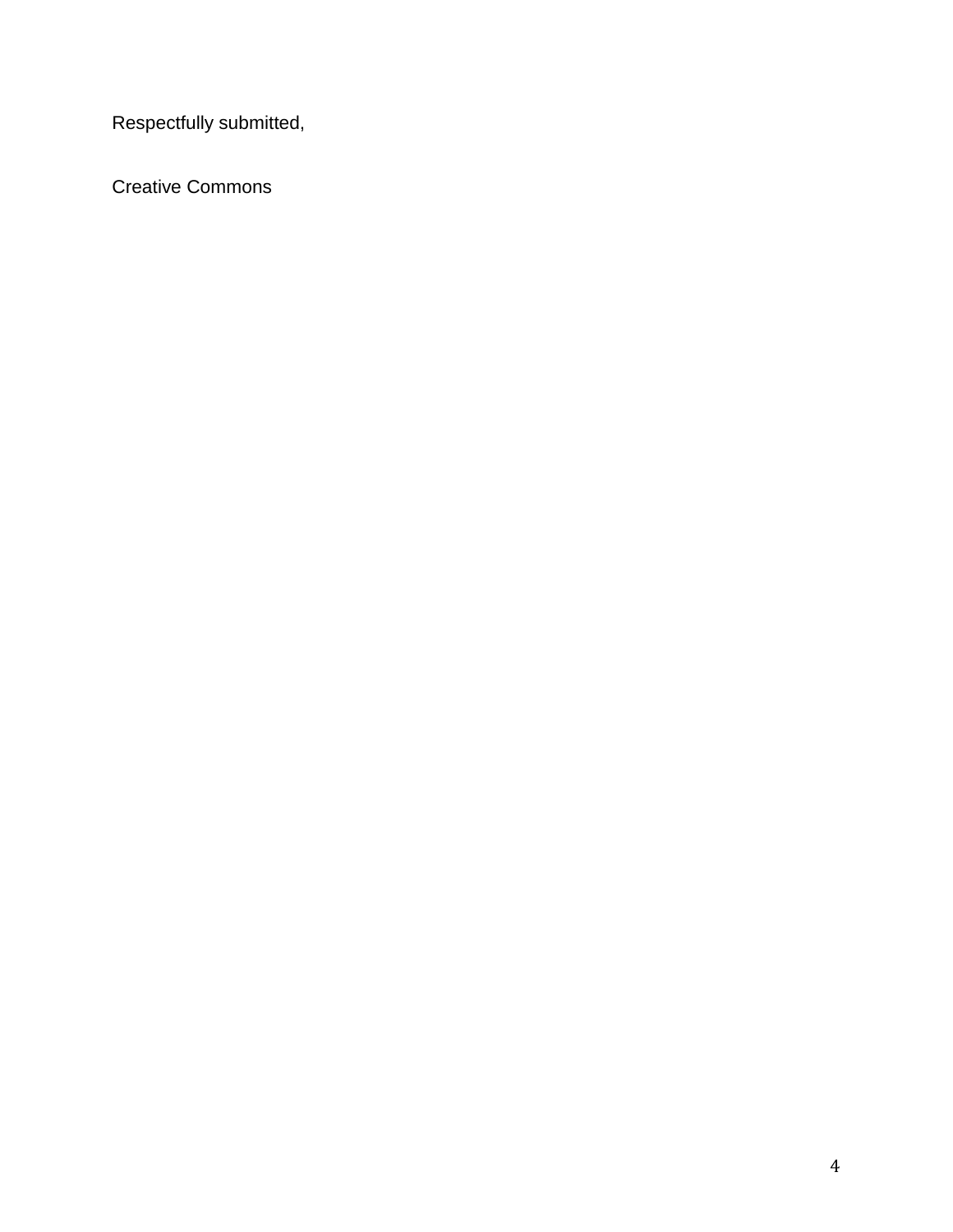Respectfully submitted,

Creative Commons